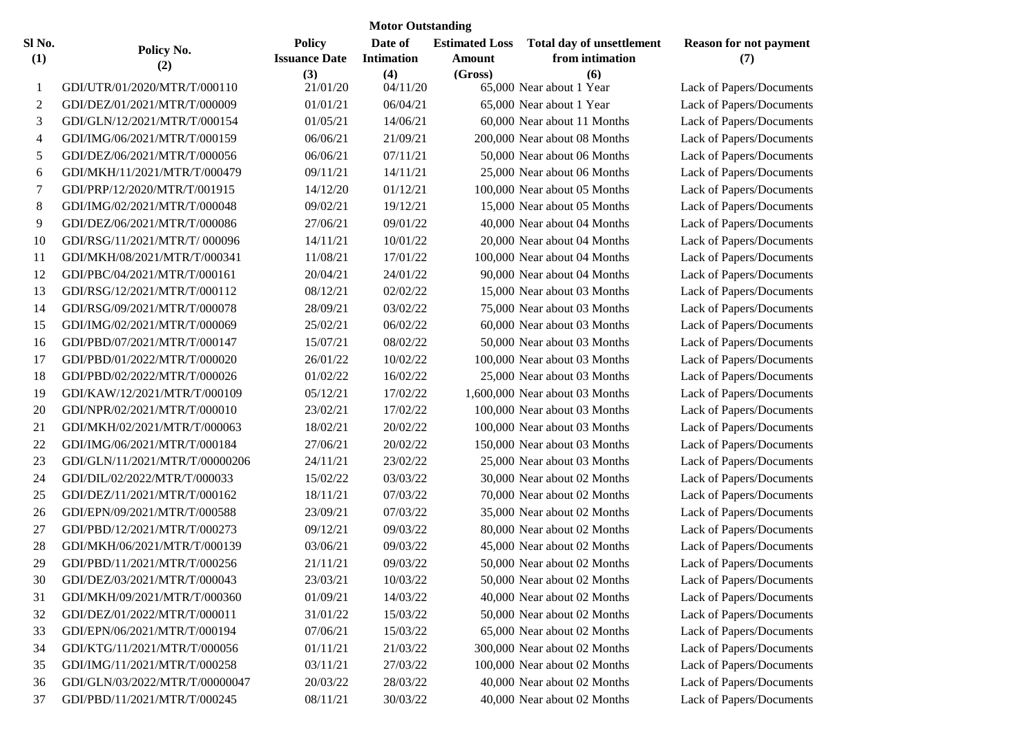**Motor Outstanding**

| Sl No. (1) | Policy No. (2) | Policy Issuance Date (3) | Date of Intimation (4) | Estimated Loss Amount (Gross) | Total day of unsettlement from intimation (6) | Reason for not payment (7) |
|---|---|---|---|---|---|---|
| 1 | GDI/UTR/01/2020/MTR/T/000110 | 21/01/20 | 04/11/20 | 65,000 | Near about 1 Year | Lack of Papers/Documents |
| 2 | GDI/DEZ/01/2021/MTR/T/000009 | 01/01/21 | 06/04/21 | 65,000 | Near about 1 Year | Lack of Papers/Documents |
| 3 | GDI/GLN/12/2021/MTR/T/000154 | 01/05/21 | 14/06/21 | 60,000 | Near about 11 Months | Lack of Papers/Documents |
| 4 | GDI/IMG/06/2021/MTR/T/000159 | 06/06/21 | 21/09/21 | 200,000 | Near about 08 Months | Lack of Papers/Documents |
| 5 | GDI/DEZ/06/2021/MTR/T/000056 | 06/06/21 | 07/11/21 | 50,000 | Near about 06 Months | Lack of Papers/Documents |
| 6 | GDI/MKH/11/2021/MTR/T/000479 | 09/11/21 | 14/11/21 | 25,000 | Near about 06 Months | Lack of Papers/Documents |
| 7 | GDI/PRP/12/2020/MTR/T/001915 | 14/12/20 | 01/12/21 | 100,000 | Near about 05 Months | Lack of Papers/Documents |
| 8 | GDI/IMG/02/2021/MTR/T/000048 | 09/02/21 | 19/12/21 | 15,000 | Near about 05 Months | Lack of Papers/Documents |
| 9 | GDI/DEZ/06/2021/MTR/T/000086 | 27/06/21 | 09/01/22 | 40,000 | Near about 04 Months | Lack of Papers/Documents |
| 10 | GDI/RSG/11/2021/MTR/T/ 000096 | 14/11/21 | 10/01/22 | 20,000 | Near about 04 Months | Lack of Papers/Documents |
| 11 | GDI/MKH/08/2021/MTR/T/000341 | 11/08/21 | 17/01/22 | 100,000 | Near about 04 Months | Lack of Papers/Documents |
| 12 | GDI/PBC/04/2021/MTR/T/000161 | 20/04/21 | 24/01/22 | 90,000 | Near about 04 Months | Lack of Papers/Documents |
| 13 | GDI/RSG/12/2021/MTR/T/000112 | 08/12/21 | 02/02/22 | 15,000 | Near about 03 Months | Lack of Papers/Documents |
| 14 | GDI/RSG/09/2021/MTR/T/000078 | 28/09/21 | 03/02/22 | 75,000 | Near about 03 Months | Lack of Papers/Documents |
| 15 | GDI/IMG/02/2021/MTR/T/000069 | 25/02/21 | 06/02/22 | 60,000 | Near about 03 Months | Lack of Papers/Documents |
| 16 | GDI/PBD/07/2021/MTR/T/000147 | 15/07/21 | 08/02/22 | 50,000 | Near about 03 Months | Lack of Papers/Documents |
| 17 | GDI/PBD/01/2022/MTR/T/000020 | 26/01/22 | 10/02/22 | 100,000 | Near about 03 Months | Lack of Papers/Documents |
| 18 | GDI/PBD/02/2022/MTR/T/000026 | 01/02/22 | 16/02/22 | 25,000 | Near about 03 Months | Lack of Papers/Documents |
| 19 | GDI/KAW/12/2021/MTR/T/000109 | 05/12/21 | 17/02/22 | 1,600,000 | Near about 03 Months | Lack of Papers/Documents |
| 20 | GDI/NPR/02/2021/MTR/T/000010 | 23/02/21 | 17/02/22 | 100,000 | Near about 03 Months | Lack of Papers/Documents |
| 21 | GDI/MKH/02/2021/MTR/T/000063 | 18/02/21 | 20/02/22 | 100,000 | Near about 03 Months | Lack of Papers/Documents |
| 22 | GDI/IMG/06/2021/MTR/T/000184 | 27/06/21 | 20/02/22 | 150,000 | Near about 03 Months | Lack of Papers/Documents |
| 23 | GDI/GLN/11/2021/MTR/T/00000206 | 24/11/21 | 23/02/22 | 25,000 | Near about 03 Months | Lack of Papers/Documents |
| 24 | GDI/DIL/02/2022/MTR/T/000033 | 15/02/22 | 03/03/22 | 30,000 | Near about 02 Months | Lack of Papers/Documents |
| 25 | GDI/DEZ/11/2021/MTR/T/000162 | 18/11/21 | 07/03/22 | 70,000 | Near about 02 Months | Lack of Papers/Documents |
| 26 | GDI/EPN/09/2021/MTR/T/000588 | 23/09/21 | 07/03/22 | 35,000 | Near about 02 Months | Lack of Papers/Documents |
| 27 | GDI/PBD/12/2021/MTR/T/000273 | 09/12/21 | 09/03/22 | 80,000 | Near about 02 Months | Lack of Papers/Documents |
| 28 | GDI/MKH/06/2021/MTR/T/000139 | 03/06/21 | 09/03/22 | 45,000 | Near about 02 Months | Lack of Papers/Documents |
| 29 | GDI/PBD/11/2021/MTR/T/000256 | 21/11/21 | 09/03/22 | 50,000 | Near about 02 Months | Lack of Papers/Documents |
| 30 | GDI/DEZ/03/2021/MTR/T/000043 | 23/03/21 | 10/03/22 | 50,000 | Near about 02 Months | Lack of Papers/Documents |
| 31 | GDI/MKH/09/2021/MTR/T/000360 | 01/09/21 | 14/03/22 | 40,000 | Near about 02 Months | Lack of Papers/Documents |
| 32 | GDI/DEZ/01/2022/MTR/T/000011 | 31/01/22 | 15/03/22 | 50,000 | Near about 02 Months | Lack of Papers/Documents |
| 33 | GDI/EPN/06/2021/MTR/T/000194 | 07/06/21 | 15/03/22 | 65,000 | Near about 02 Months | Lack of Papers/Documents |
| 34 | GDI/KTG/11/2021/MTR/T/000056 | 01/11/21 | 21/03/22 | 300,000 | Near about 02 Months | Lack of Papers/Documents |
| 35 | GDI/IMG/11/2021/MTR/T/000258 | 03/11/21 | 27/03/22 | 100,000 | Near about 02 Months | Lack of Papers/Documents |
| 36 | GDI/GLN/03/2022/MTR/T/00000047 | 20/03/22 | 28/03/22 | 40,000 | Near about 02 Months | Lack of Papers/Documents |
| 37 | GDI/PBD/11/2021/MTR/T/000245 | 08/11/21 | 30/03/22 | 40,000 | Near about 02 Months | Lack of Papers/Documents |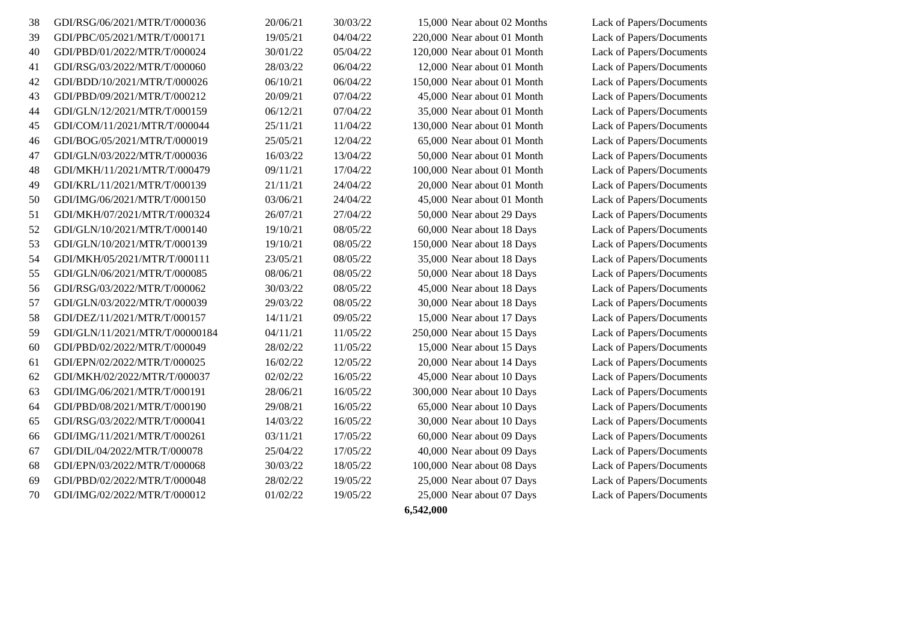| | | | | | | |
|---|---|---|---|---|---|---|
| 38 | GDI/RSG/06/2021/MTR/T/000036 | 20/06/21 | 30/03/22 | 15,000 | Near about 02 Months | Lack of Papers/Documents |
| 39 | GDI/PBC/05/2021/MTR/T/000171 | 19/05/21 | 04/04/22 | 220,000 | Near about 01 Month | Lack of Papers/Documents |
| 40 | GDI/PBD/01/2022/MTR/T/000024 | 30/01/22 | 05/04/22 | 120,000 | Near about 01 Month | Lack of Papers/Documents |
| 41 | GDI/RSG/03/2022/MTR/T/000060 | 28/03/22 | 06/04/22 | 12,000 | Near about 01 Month | Lack of Papers/Documents |
| 42 | GDI/BDD/10/2021/MTR/T/000026 | 06/10/21 | 06/04/22 | 150,000 | Near about 01 Month | Lack of Papers/Documents |
| 43 | GDI/PBD/09/2021/MTR/T/000212 | 20/09/21 | 07/04/22 | 45,000 | Near about 01 Month | Lack of Papers/Documents |
| 44 | GDI/GLN/12/2021/MTR/T/000159 | 06/12/21 | 07/04/22 | 35,000 | Near about 01 Month | Lack of Papers/Documents |
| 45 | GDI/COM/11/2021/MTR/T/000044 | 25/11/21 | 11/04/22 | 130,000 | Near about 01 Month | Lack of Papers/Documents |
| 46 | GDI/BOG/05/2021/MTR/T/000019 | 25/05/21 | 12/04/22 | 65,000 | Near about 01 Month | Lack of Papers/Documents |
| 47 | GDI/GLN/03/2022/MTR/T/000036 | 16/03/22 | 13/04/22 | 50,000 | Near about 01 Month | Lack of Papers/Documents |
| 48 | GDI/MKH/11/2021/MTR/T/000479 | 09/11/21 | 17/04/22 | 100,000 | Near about 01 Month | Lack of Papers/Documents |
| 49 | GDI/KRL/11/2021/MTR/T/000139 | 21/11/21 | 24/04/22 | 20,000 | Near about 01 Month | Lack of Papers/Documents |
| 50 | GDI/IMG/06/2021/MTR/T/000150 | 03/06/21 | 24/04/22 | 45,000 | Near about 01 Month | Lack of Papers/Documents |
| 51 | GDI/MKH/07/2021/MTR/T/000324 | 26/07/21 | 27/04/22 | 50,000 | Near about 29 Days | Lack of Papers/Documents |
| 52 | GDI/GLN/10/2021/MTR/T/000140 | 19/10/21 | 08/05/22 | 60,000 | Near about 18 Days | Lack of Papers/Documents |
| 53 | GDI/GLN/10/2021/MTR/T/000139 | 19/10/21 | 08/05/22 | 150,000 | Near about 18 Days | Lack of Papers/Documents |
| 54 | GDI/MKH/05/2021/MTR/T/000111 | 23/05/21 | 08/05/22 | 35,000 | Near about 18 Days | Lack of Papers/Documents |
| 55 | GDI/GLN/06/2021/MTR/T/000085 | 08/06/21 | 08/05/22 | 50,000 | Near about 18 Days | Lack of Papers/Documents |
| 56 | GDI/RSG/03/2022/MTR/T/000062 | 30/03/22 | 08/05/22 | 45,000 | Near about 18 Days | Lack of Papers/Documents |
| 57 | GDI/GLN/03/2022/MTR/T/000039 | 29/03/22 | 08/05/22 | 30,000 | Near about 18 Days | Lack of Papers/Documents |
| 58 | GDI/DEZ/11/2021/MTR/T/000157 | 14/11/21 | 09/05/22 | 15,000 | Near about 17 Days | Lack of Papers/Documents |
| 59 | GDI/GLN/11/2021/MTR/T/00000184 | 04/11/21 | 11/05/22 | 250,000 | Near about 15 Days | Lack of Papers/Documents |
| 60 | GDI/PBD/02/2022/MTR/T/000049 | 28/02/22 | 11/05/22 | 15,000 | Near about 15 Days | Lack of Papers/Documents |
| 61 | GDI/EPN/02/2022/MTR/T/000025 | 16/02/22 | 12/05/22 | 20,000 | Near about 14 Days | Lack of Papers/Documents |
| 62 | GDI/MKH/02/2022/MTR/T/000037 | 02/02/22 | 16/05/22 | 45,000 | Near about 10 Days | Lack of Papers/Documents |
| 63 | GDI/IMG/06/2021/MTR/T/000191 | 28/06/21 | 16/05/22 | 300,000 | Near about 10 Days | Lack of Papers/Documents |
| 64 | GDI/PBD/08/2021/MTR/T/000190 | 29/08/21 | 16/05/22 | 65,000 | Near about 10 Days | Lack of Papers/Documents |
| 65 | GDI/RSG/03/2022/MTR/T/000041 | 14/03/22 | 16/05/22 | 30,000 | Near about 10 Days | Lack of Papers/Documents |
| 66 | GDI/IMG/11/2021/MTR/T/000261 | 03/11/21 | 17/05/22 | 60,000 | Near about 09 Days | Lack of Papers/Documents |
| 67 | GDI/DIL/04/2022/MTR/T/000078 | 25/04/22 | 17/05/22 | 40,000 | Near about 09 Days | Lack of Papers/Documents |
| 68 | GDI/EPN/03/2022/MTR/T/000068 | 30/03/22 | 18/05/22 | 100,000 | Near about 08 Days | Lack of Papers/Documents |
| 69 | GDI/PBD/02/2022/MTR/T/000048 | 28/02/22 | 19/05/22 | 25,000 | Near about 07 Days | Lack of Papers/Documents |
| 70 | GDI/IMG/02/2022/MTR/T/000012 | 01/02/22 | 19/05/22 | 25,000 | Near about 07 Days | Lack of Papers/Documents |
| | | | | **6,542,000** | | |